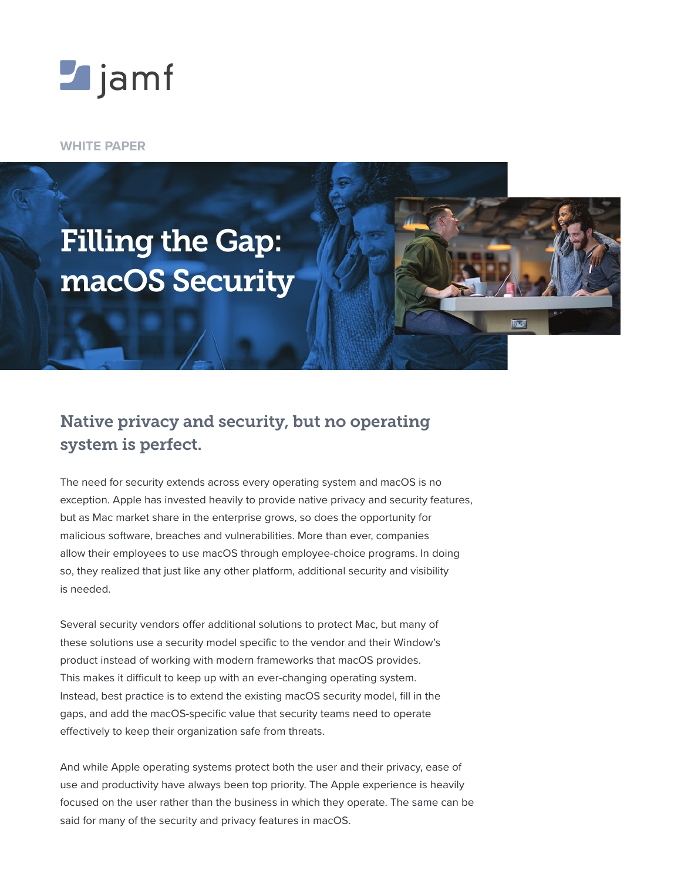jamf

WHITE PAPER

# Filling the Gap: macOS Security

## Native privacy and security, but no operating system is perfect.

The need for security extends across every operating system and macOS is no exception. Apple has invested heavily to provide native privacy and security features, but as Mac market share in the enterprise grows, so does the opportunity for malicious software, breaches and vulnerabilities. More than ever, companies allow their employees to use macOS through employee-choice programs. In doing so, they realized that just like any other platform, additional security and visibility is needed.

Several security vendors offer additional solutions to protect Mac, but many of these solutions use a security model specific to the vendor and their Window's product instead of working with modern frameworks that macOS provides. This makes it difficult to keep up with an ever-changing operating system. Instead, best practice is to extend the existing macOS security model, fill in the gaps, and add the macOS-specific value that security teams need to operate effectively to keep their organization safe from threats.

And while Apple operating systems protect both the user and their privacy, ease of use and productivity have always been top priority. The Apple experience is heavily focused on the user rather than the business in which they operate. The same can be said for many of the security and privacy features in macOS.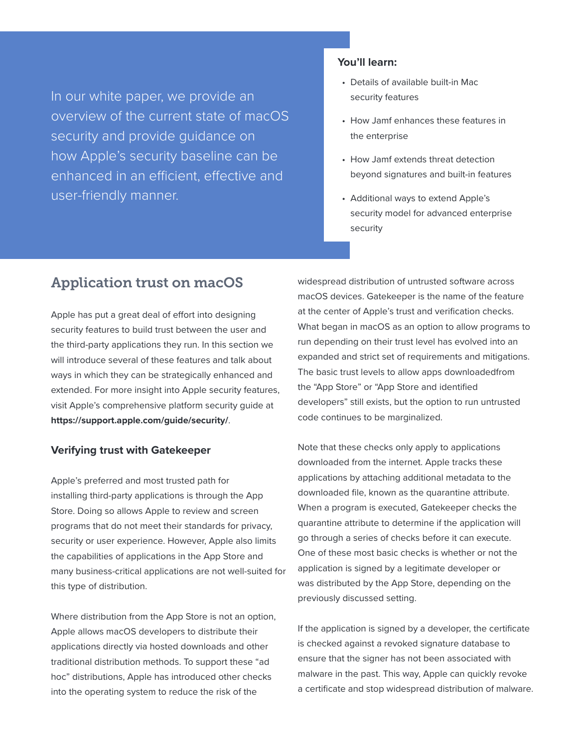In our white paper, we provide an overview of the current state of macOS security and provide guidance on how Apple's security baseline can be enhanced in an efficient, effective and user-friendly manner.

**You'll learn:**

- Details of available built-in Mac security features
- How Jamf enhances these features in the enterprise
- How Jamf extends threat detection beyond signatures and built-in features
- Additional ways to extend Apple's security model for advanced enterprise security

## Application trust on macOS

Apple has put a great deal of effort into designing security features to build trust between the user and the third-party applications they run. In this section we will introduce several of these features and talk about ways in which they can be strategically enhanced and extended. For more insight into Apple security features, visit Apple's comprehensive platform security guide at **https://support.apple.com/guide/security/**.

### Verifying trust with Gatekeeper

Apple's preferred and most trusted path for installing third-party applications is through the App Store. Doing so allows Apple to review and screen programs that do not meet their standards for privacy, security or user experience. However, Apple also limits the capabilities of applications in the App Store and many business-critical applications are not well-suited for this type of distribution.

Where distribution from the App Store is not an option, Apple allows macOS developers to distribute their applications directly via hosted downloads and other traditional distribution methods. To support these "ad hoc" distributions, Apple has introduced other checks into the operating system to reduce the risk of the widespread distribution of untrusted software across macOS devices. Gatekeeper is the name of the feature at the center of Apple's trust and verification checks. What began in macOS as an option to allow programs to run depending on their trust level has evolved into an expanded and strict set of requirements and mitigations. The basic trust levels to allow apps downloadedfrom the "App Store" or "App Store and identified developers" still exists, but the option to run untrusted code continues to be marginalized.

Note that these checks only apply to applications downloaded from the internet. Apple tracks these applications by attaching additional metadata to the downloaded file, known as the quarantine attribute. When a program is executed, Gatekeeper checks the quarantine attribute to determine if the application will go through a series of checks before it can execute. One of these most basic checks is whether or not the application is signed by a legitimate developer or was distributed by the App Store, depending on the previously discussed setting.

If the application is signed by a developer, the certificate is checked against a revoked signature database to ensure that the signer has not been associated with malware in the past. This way, Apple can quickly revoke a certificate and stop widespread distribution of malware.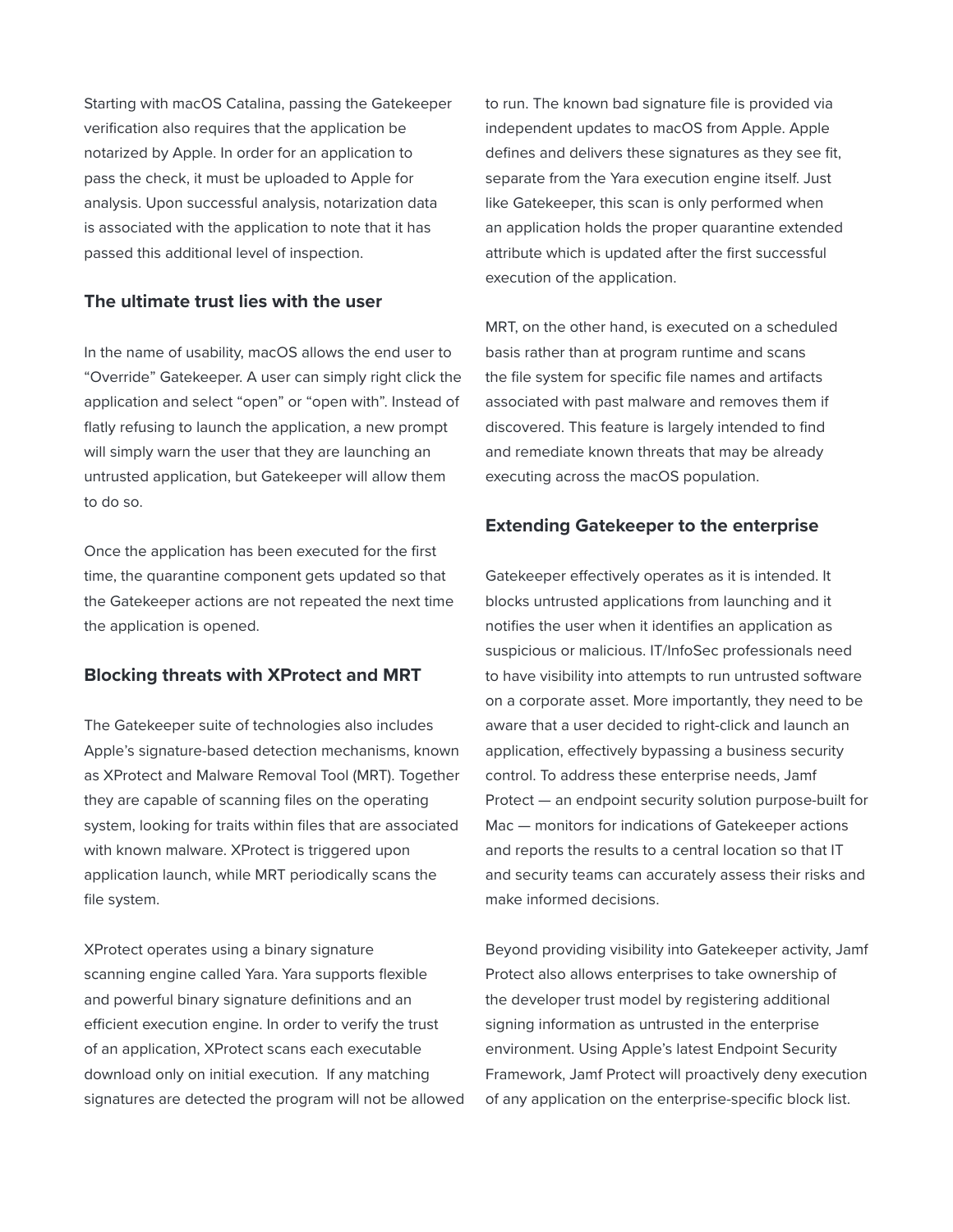Starting with macOS Catalina, passing the Gatekeeper verification also requires that the application be notarized by Apple. In order for an application to pass the check, it must be uploaded to Apple for analysis. Upon successful analysis, notarization data is associated with the application to note that it has passed this additional level of inspection.

### The ultimate trust lies with the user

In the name of usability, macOS allows the end user to "Override" Gatekeeper. A user can simply right click the application and select "open" or "open with". Instead of flatly refusing to launch the application, a new prompt will simply warn the user that they are launching an untrusted application, but Gatekeeper will allow them to do so.

Once the application has been executed for the first time, the quarantine component gets updated so that the Gatekeeper actions are not repeated the next time the application is opened.

### Blocking threats with XProtect and MRT

The Gatekeeper suite of technologies also includes Apple's signature-based detection mechanisms, known as XProtect and Malware Removal Tool (MRT). Together they are capable of scanning files on the operating system, looking for traits within files that are associated with known malware. XProtect is triggered upon application launch, while MRT periodically scans the file system.

XProtect operates using a binary signature scanning engine called Yara. Yara supports flexible and powerful binary signature definitions and an efficient execution engine. In order to verify the trust of an application, XProtect scans each executable download only on initial execution. If any matching signatures are detected the program will not be allowed to run. The known bad signature file is provided via independent updates to macOS from Apple. Apple defines and delivers these signatures as they see fit, separate from the Yara execution engine itself. Just like Gatekeeper, this scan is only performed when an application holds the proper quarantine extended attribute which is updated after the first successful execution of the application.

MRT, on the other hand, is executed on a scheduled basis rather than at program runtime and scans the file system for specific file names and artifacts associated with past malware and removes them if discovered. This feature is largely intended to find and remediate known threats that may be already executing across the macOS population.

### Extending Gatekeeper to the enterprise

Gatekeeper effectively operates as it is intended. It blocks untrusted applications from launching and it notifies the user when it identifies an application as suspicious or malicious. IT/InfoSec professionals need to have visibility into attempts to run untrusted software on a corporate asset. More importantly, they need to be aware that a user decided to right-click and launch an application, effectively bypassing a business security control. To address these enterprise needs, Jamf Protect — an endpoint security solution purpose-built for Mac — monitors for indications of Gatekeeper actions and reports the results to a central location so that IT and security teams can accurately assess their risks and make informed decisions.

Beyond providing visibility into Gatekeeper activity, Jamf Protect also allows enterprises to take ownership of the developer trust model by registering additional signing information as untrusted in the enterprise environment. Using Apple's latest Endpoint Security Framework, Jamf Protect will proactively deny execution of any application on the enterprise-specific block list.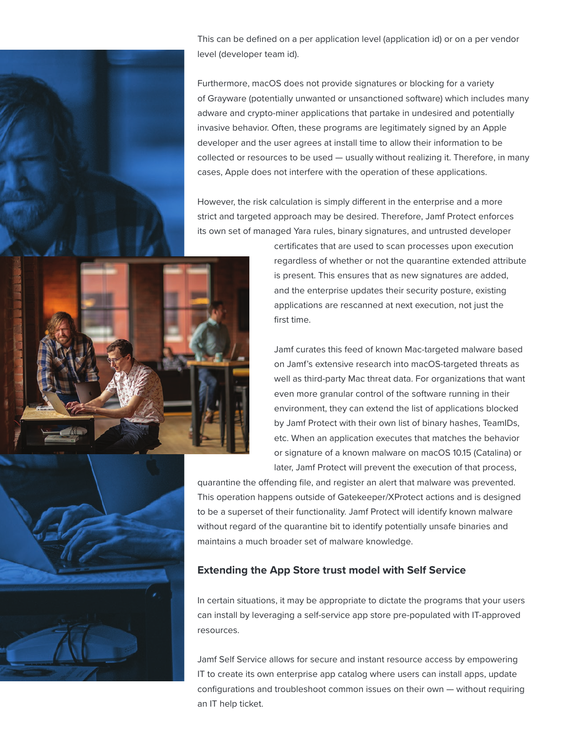This can be defined on a per application level (application id) or on a per vendor level (developer team id).

Furthermore, macOS does not provide signatures or blocking for a variety of Grayware (potentially unwanted or unsanctioned software) which includes many adware and crypto-miner applications that partake in undesired and potentially invasive behavior. Often, these programs are legitimately signed by an Apple developer and the user agrees at install time to allow their information to be collected or resources to be used — usually without realizing it. Therefore, in many cases, Apple does not interfere with the operation of these applications.

However, the risk calculation is simply different in the enterprise and a more strict and targeted approach may be desired. Therefore, Jamf Protect enforces its own set of managed Yara rules, binary signatures, and untrusted developer certificates that are used to scan processes upon execution regardless of whether or not the quarantine extended attribute is present. This ensures that as new signatures are added, and the enterprise updates their security posture, existing applications are rescanned at next execution, not just the first time.

Jamf curates this feed of known Mac-targeted malware based on Jamf's extensive research into macOS-targeted threats as well as third-party Mac threat data. For organizations that want even more granular control of the software running in their environment, they can extend the list of applications blocked by Jamf Protect with their own list of binary hashes, TeamIDs, etc. When an application executes that matches the behavior or signature of a known malware on macOS 10.15 (Catalina) or later, Jamf Protect will prevent the execution of that process, quarantine the offending file, and register an alert that malware was prevented. This operation happens outside of Gatekeeper/XProtect actions and is designed to be a superset of their functionality. Jamf Protect will identify known malware without regard of the quarantine bit to identify potentially unsafe binaries and maintains a much broader set of malware knowledge.

### Extending the App Store trust model with Self Service

In certain situations, it may be appropriate to dictate the programs that your users can install by leveraging a self-service app store pre-populated with IT-approved resources.

Jamf Self Service allows for secure and instant resource access by empowering IT to create its own enterprise app catalog where users can install apps, update configurations and troubleshoot common issues on their own — without requiring an IT help ticket.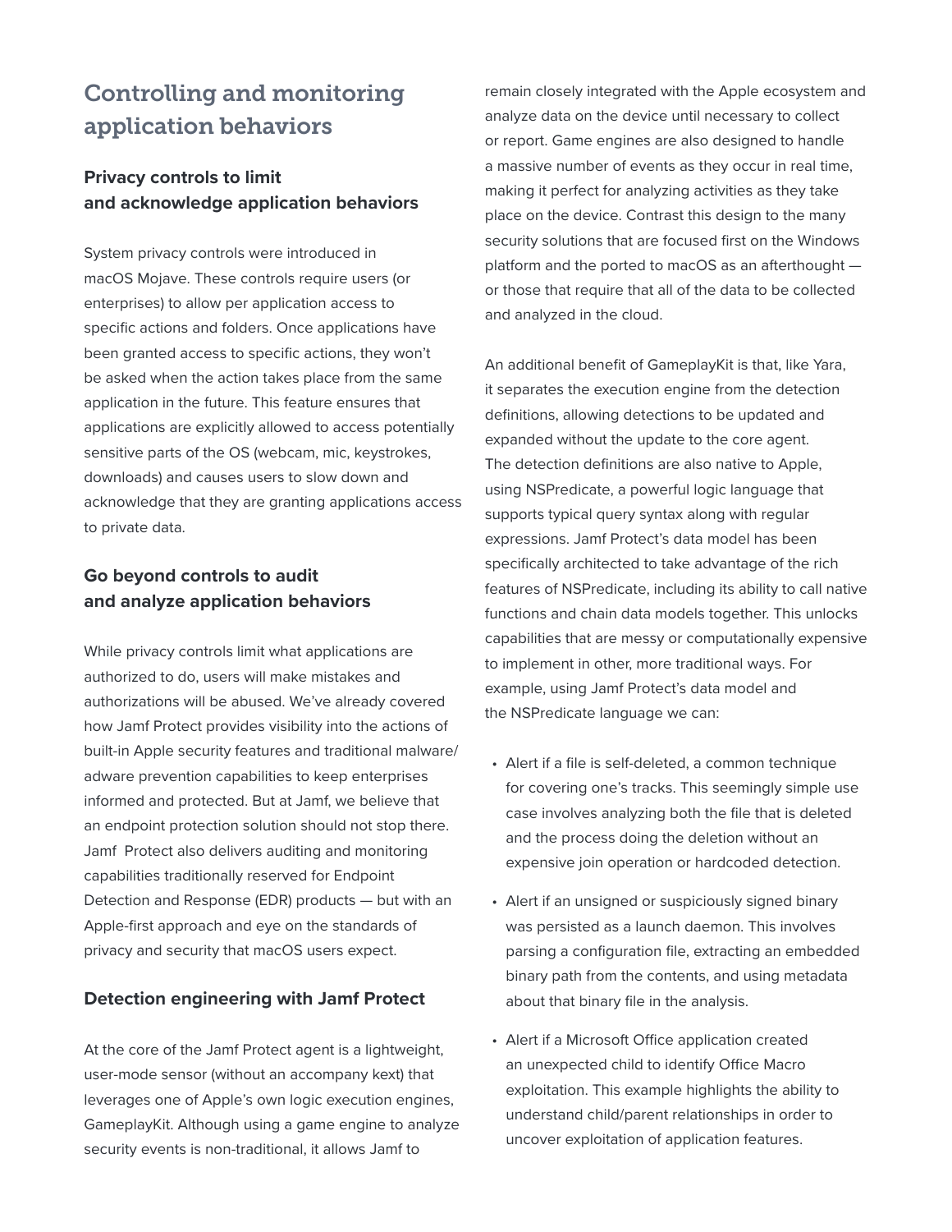# Controlling and monitoring application behaviors

### Privacy controls to limit and acknowledge application behaviors

System privacy controls were introduced in macOS Mojave. These controls require users (or enterprises) to allow per application access to specific actions and folders. Once applications have been granted access to specific actions, they won't be asked when the action takes place from the same application in the future. This feature ensures that applications are explicitly allowed to access potentially sensitive parts of the OS (webcam, mic, keystrokes, downloads) and causes users to slow down and acknowledge that they are granting applications access to private data.

### Go beyond controls to audit and analyze application behaviors

While privacy controls limit what applications are authorized to do, users will make mistakes and authorizations will be abused. We've already covered how Jamf Protect provides visibility into the actions of built-in Apple security features and traditional malware/adware prevention capabilities to keep enterprises informed and protected. But at Jamf, we believe that an endpoint protection solution should not stop there. Jamf Protect also delivers auditing and monitoring capabilities traditionally reserved for Endpoint Detection and Response (EDR) products — but with an Apple-first approach and eye on the standards of privacy and security that macOS users expect.

### Detection engineering with Jamf Protect

At the core of the Jamf Protect agent is a lightweight, user-mode sensor (without an accompany kext) that leverages one of Apple's own logic execution engines, GameplayKit. Although using a game engine to analyze security events is non-traditional, it allows Jamf to remain closely integrated with the Apple ecosystem and analyze data on the device until necessary to collect or report. Game engines are also designed to handle a massive number of events as they occur in real time, making it perfect for analyzing activities as they take place on the device. Contrast this design to the many security solutions that are focused first on the Windows platform and the ported to macOS as an afterthought — or those that require that all of the data to be collected and analyzed in the cloud.

An additional benefit of GameplayKit is that, like Yara, it separates the execution engine from the detection definitions, allowing detections to be updated and expanded without the update to the core agent. The detection definitions are also native to Apple, using NSPredicate, a powerful logic language that supports typical query syntax along with regular expressions. Jamf Protect's data model has been specifically architected to take advantage of the rich features of NSPredicate, including its ability to call native functions and chain data models together. This unlocks capabilities that are messy or computationally expensive to implement in other, more traditional ways. For example, using Jamf Protect's data model and the NSPredicate language we can:

- Alert if a file is self-deleted, a common technique for covering one's tracks. This seemingly simple use case involves analyzing both the file that is deleted and the process doing the deletion without an expensive join operation or hardcoded detection.
- Alert if an unsigned or suspiciously signed binary was persisted as a launch daemon. This involves parsing a configuration file, extracting an embedded binary path from the contents, and using metadata about that binary file in the analysis.
- Alert if a Microsoft Office application created an unexpected child to identify Office Macro exploitation. This example highlights the ability to understand child/parent relationships in order to uncover exploitation of application features.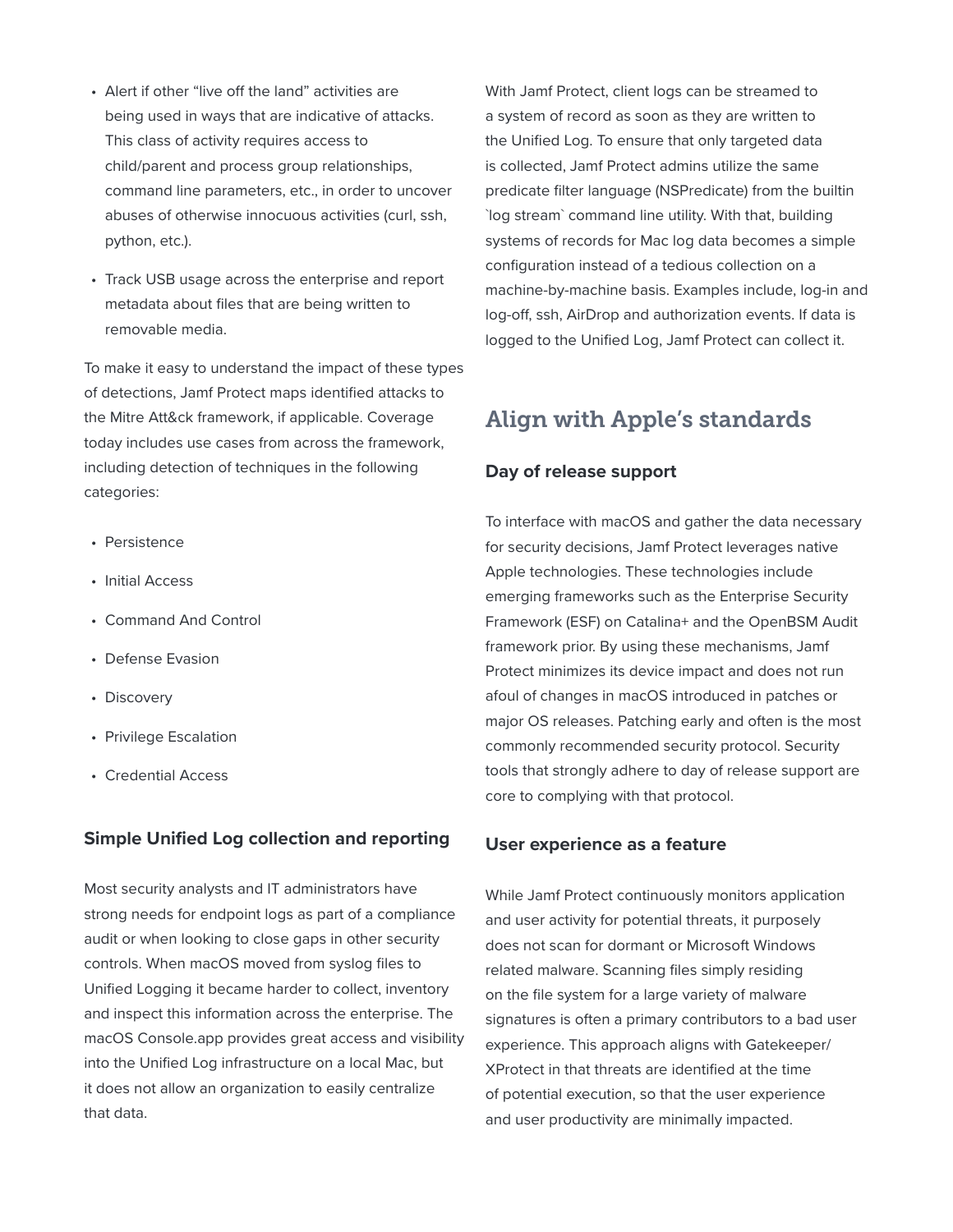- Alert if other "live off the land" activities are being used in ways that are indicative of attacks. This class of activity requires access to child/parent and process group relationships, command line parameters, etc., in order to uncover abuses of otherwise innocuous activities (curl, ssh, python, etc.).
- Track USB usage across the enterprise and report metadata about files that are being written to removable media.

To make it easy to understand the impact of these types of detections, Jamf Protect maps identified attacks to the Mitre Att&ck framework, if applicable. Coverage today includes use cases from across the framework, including detection of techniques in the following categories:

- Persistence
- Initial Access
- Command And Control
- Defense Evasion
- Discovery
- Privilege Escalation
- Credential Access

### Simple Unified Log collection and reporting

Most security analysts and IT administrators have strong needs for endpoint logs as part of a compliance audit or when looking to close gaps in other security controls. When macOS moved from syslog files to Unified Logging it became harder to collect, inventory and inspect this information across the enterprise. The macOS Console.app provides great access and visibility into the Unified Log infrastructure on a local Mac, but it does not allow an organization to easily centralize that data.

With Jamf Protect, client logs can be streamed to a system of record as soon as they are written to the Unified Log. To ensure that only targeted data is collected, Jamf Protect admins utilize the same predicate filter language (NSPredicate) from the builtin `log stream` command line utility. With that, building systems of records for Mac log data becomes a simple configuration instead of a tedious collection on a machine-by-machine basis. Examples include, log-in and log-off, ssh, AirDrop and authorization events. If data is logged to the Unified Log, Jamf Protect can collect it.

## Align with Apple's standards

### Day of release support

To interface with macOS and gather the data necessary for security decisions, Jamf Protect leverages native Apple technologies. These technologies include emerging frameworks such as the Enterprise Security Framework (ESF) on Catalina+ and the OpenBSM Audit framework prior. By using these mechanisms, Jamf Protect minimizes its device impact and does not run afoul of changes in macOS introduced in patches or major OS releases. Patching early and often is the most commonly recommended security protocol. Security tools that strongly adhere to day of release support are core to complying with that protocol.

### User experience as a feature

While Jamf Protect continuously monitors application and user activity for potential threats, it purposely does not scan for dormant or Microsoft Windows related malware. Scanning files simply residing on the file system for a large variety of malware signatures is often a primary contributors to a bad user experience. This approach aligns with Gatekeeper/XProtect in that threats are identified at the time of potential execution, so that the user experience and user productivity are minimally impacted.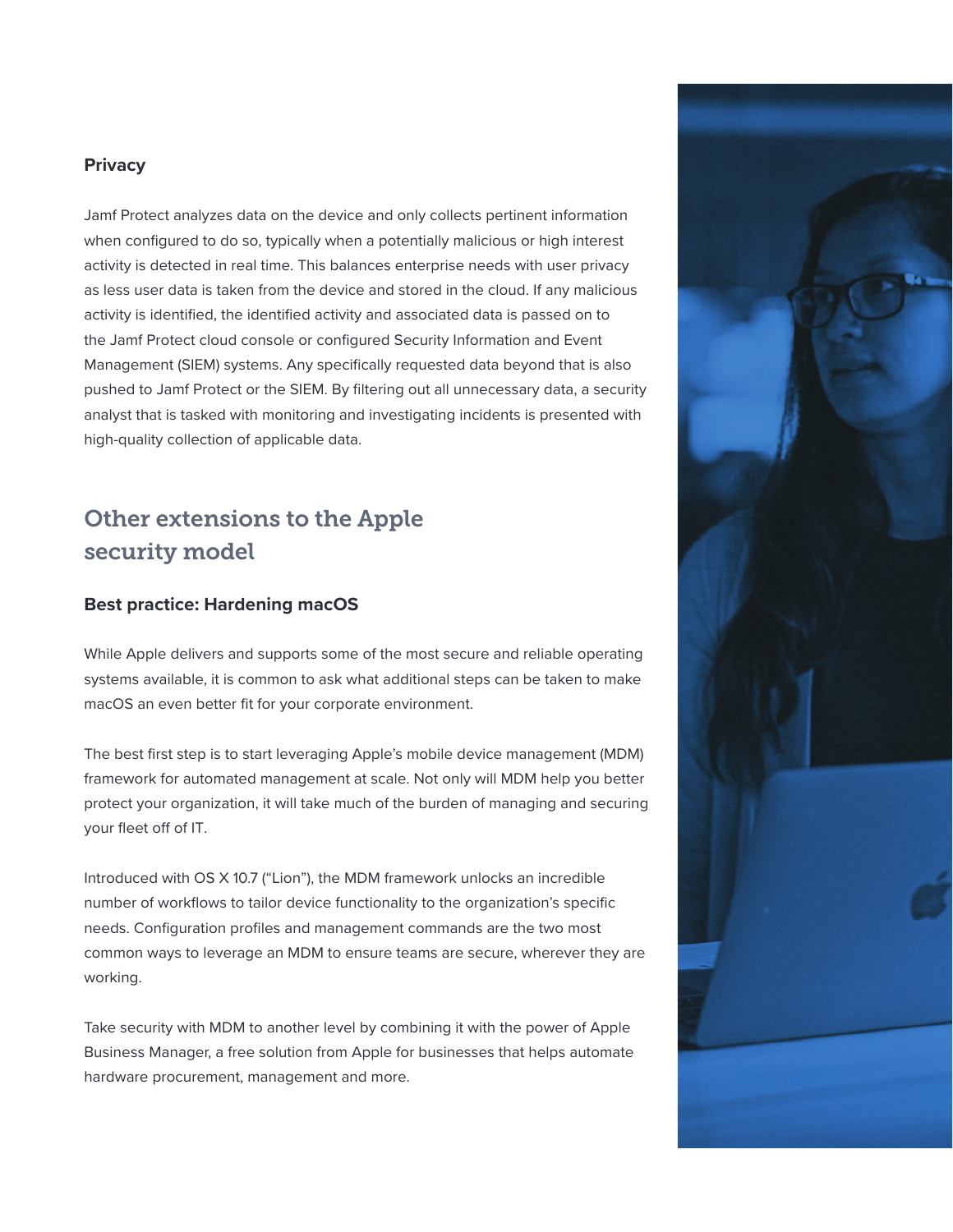### Privacy

Jamf Protect analyzes data on the device and only collects pertinent information when configured to do so, typically when a potentially malicious or high interest activity is detected in real time. This balances enterprise needs with user privacy as less user data is taken from the device and stored in the cloud. If any malicious activity is identified, the identified activity and associated data is passed on to the Jamf Protect cloud console or configured Security Information and Event Management (SIEM) systems. Any specifically requested data beyond that is also pushed to Jamf Protect or the SIEM. By filtering out all unnecessary data, a security analyst that is tasked with monitoring and investigating incidents is presented with high-quality collection of applicable data.

## Other extensions to the Apple security model

### Best practice: Hardening macOS

While Apple delivers and supports some of the most secure and reliable operating systems available, it is common to ask what additional steps can be taken to make macOS an even better fit for your corporate environment.

The best first step is to start leveraging Apple's mobile device management (MDM) framework for automated management at scale. Not only will MDM help you better protect your organization, it will take much of the burden of managing and securing your fleet off of IT.

Introduced with OS X 10.7 ("Lion"), the MDM framework unlocks an incredible number of workflows to tailor device functionality to the organization's specific needs. Configuration profiles and management commands are the two most common ways to leverage an MDM to ensure teams are secure, wherever they are working.

Take security with MDM to another level by combining it with the power of Apple Business Manager, a free solution from Apple for businesses that helps automate hardware procurement, management and more.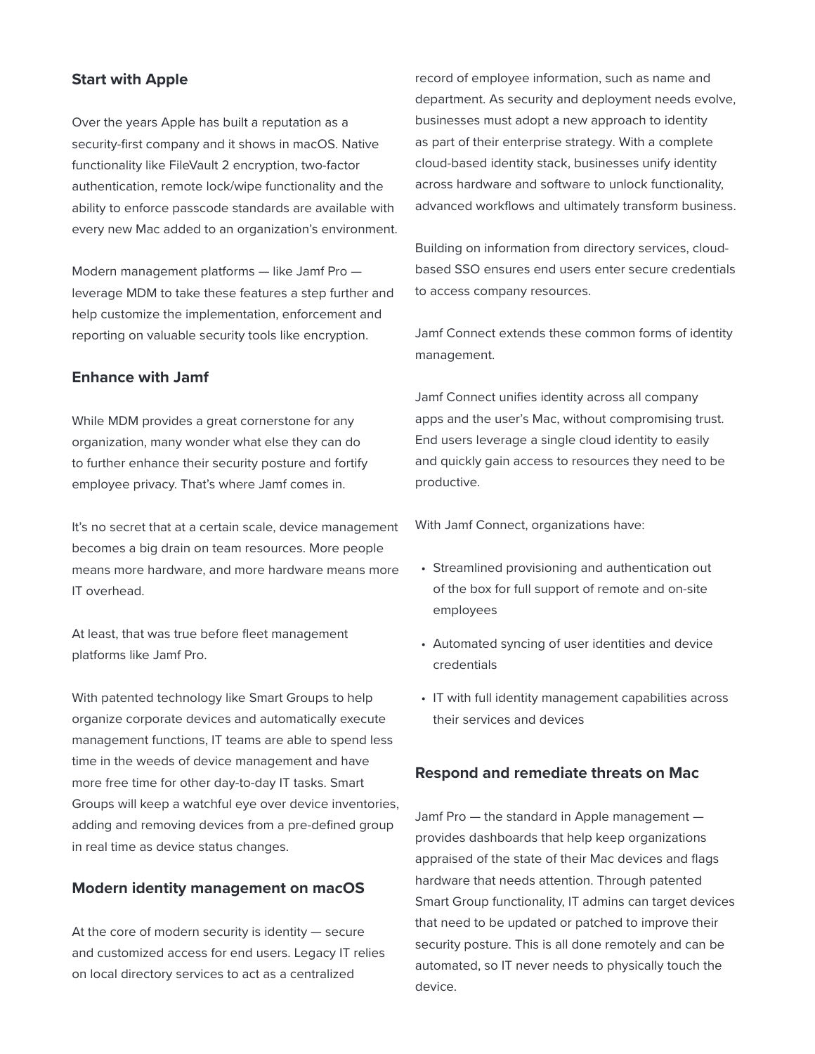## Start with Apple

Over the years Apple has built a reputation as a security-first company and it shows in macOS. Native functionality like FileVault 2 encryption, two-factor authentication, remote lock/wipe functionality and the ability to enforce passcode standards are available with every new Mac added to an organization's environment.

Modern management platforms — like Jamf Pro — leverage MDM to take these features a step further and help customize the implementation, enforcement and reporting on valuable security tools like encryption.

## Enhance with Jamf

While MDM provides a great cornerstone for any organization, many wonder what else they can do to further enhance their security posture and fortify employee privacy. That's where Jamf comes in.

It's no secret that at a certain scale, device management becomes a big drain on team resources. More people means more hardware, and more hardware means more IT overhead.

At least, that was true before fleet management platforms like Jamf Pro.

With patented technology like Smart Groups to help organize corporate devices and automatically execute management functions, IT teams are able to spend less time in the weeds of device management and have more free time for other day-to-day IT tasks. Smart Groups will keep a watchful eye over device inventories, adding and removing devices from a pre-defined group in real time as device status changes.

## Modern identity management on macOS

At the core of modern security is identity — secure and customized access for end users. Legacy IT relies on local directory services to act as a centralized record of employee information, such as name and department. As security and deployment needs evolve, businesses must adopt a new approach to identity as part of their enterprise strategy. With a complete cloud-based identity stack, businesses unify identity across hardware and software to unlock functionality, advanced workflows and ultimately transform business.

Building on information from directory services, cloud-based SSO ensures end users enter secure credentials to access company resources.

Jamf Connect extends these common forms of identity management.

Jamf Connect unifies identity across all company apps and the user's Mac, without compromising trust. End users leverage a single cloud identity to easily and quickly gain access to resources they need to be productive.

With Jamf Connect, organizations have:

- Streamlined provisioning and authentication out of the box for full support of remote and on-site employees
- Automated syncing of user identities and device credentials
- IT with full identity management capabilities across their services and devices

## Respond and remediate threats on Mac

Jamf Pro — the standard in Apple management — provides dashboards that help keep organizations appraised of the state of their Mac devices and flags hardware that needs attention. Through patented Smart Group functionality, IT admins can target devices that need to be updated or patched to improve their security posture. This is all done remotely and can be automated, so IT never needs to physically touch the device.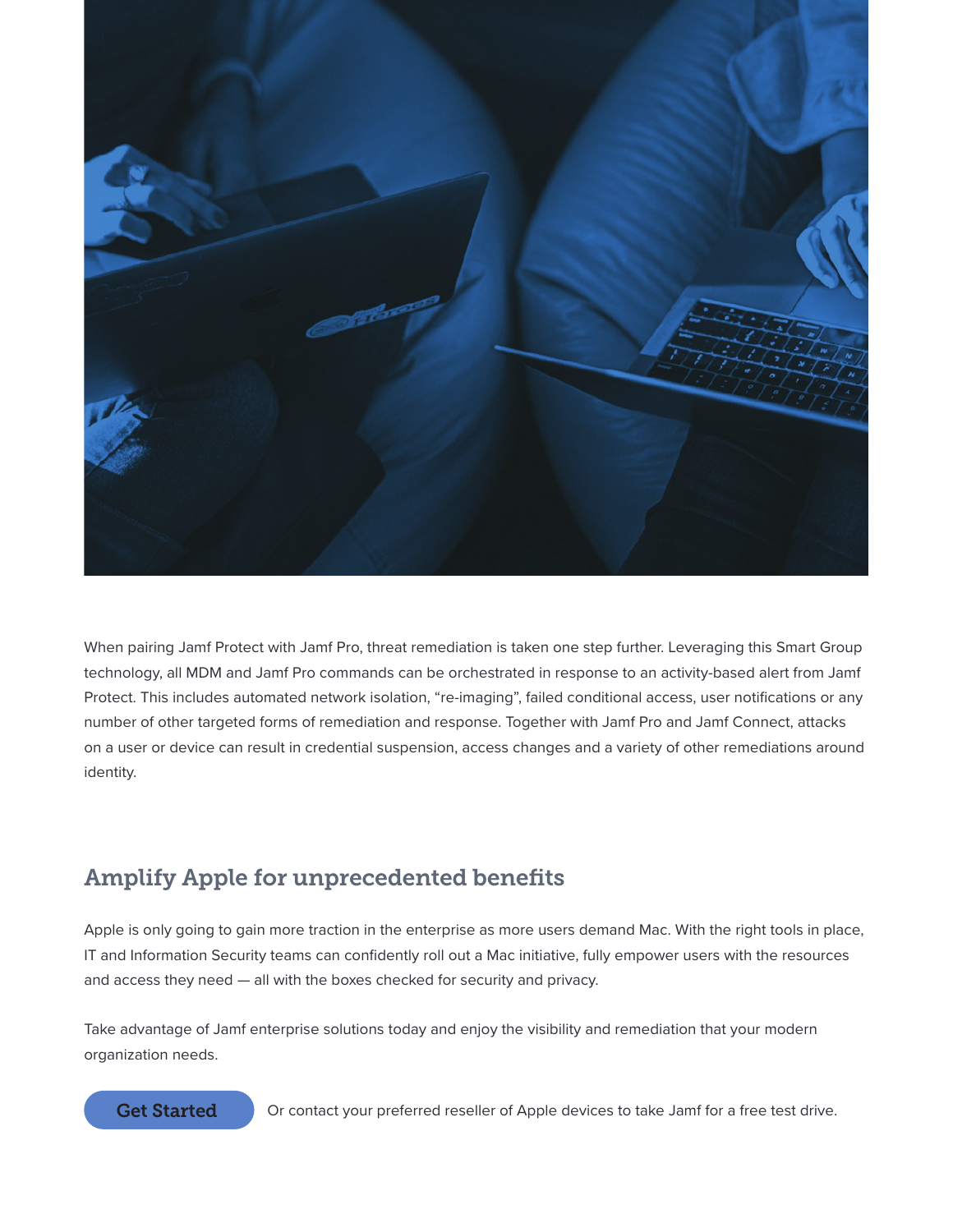When pairing Jamf Protect with Jamf Pro, threat remediation is taken one step further. Leveraging this Smart Group technology, all MDM and Jamf Pro commands can be orchestrated in response to an activity-based alert from Jamf Protect. This includes automated network isolation, “re-imaging”, failed conditional access, user notifications or any number of other targeted forms of remediation and response. Together with Jamf Pro and Jamf Connect, attacks on a user or device can result in credential suspension, access changes and a variety of other remediations around identity.

## Amplify Apple for unprecedented benefits

Apple is only going to gain more traction in the enterprise as more users demand Mac. With the right tools in place, IT and Information Security teams can confidently roll out a Mac initiative, fully empower users with the resources and access they need — all with the boxes checked for security and privacy.

Take advantage of Jamf enterprise solutions today and enjoy the visibility and remediation that your modern organization needs.

**Get Started** Or contact your preferred reseller of Apple devices to take Jamf for a free test drive.